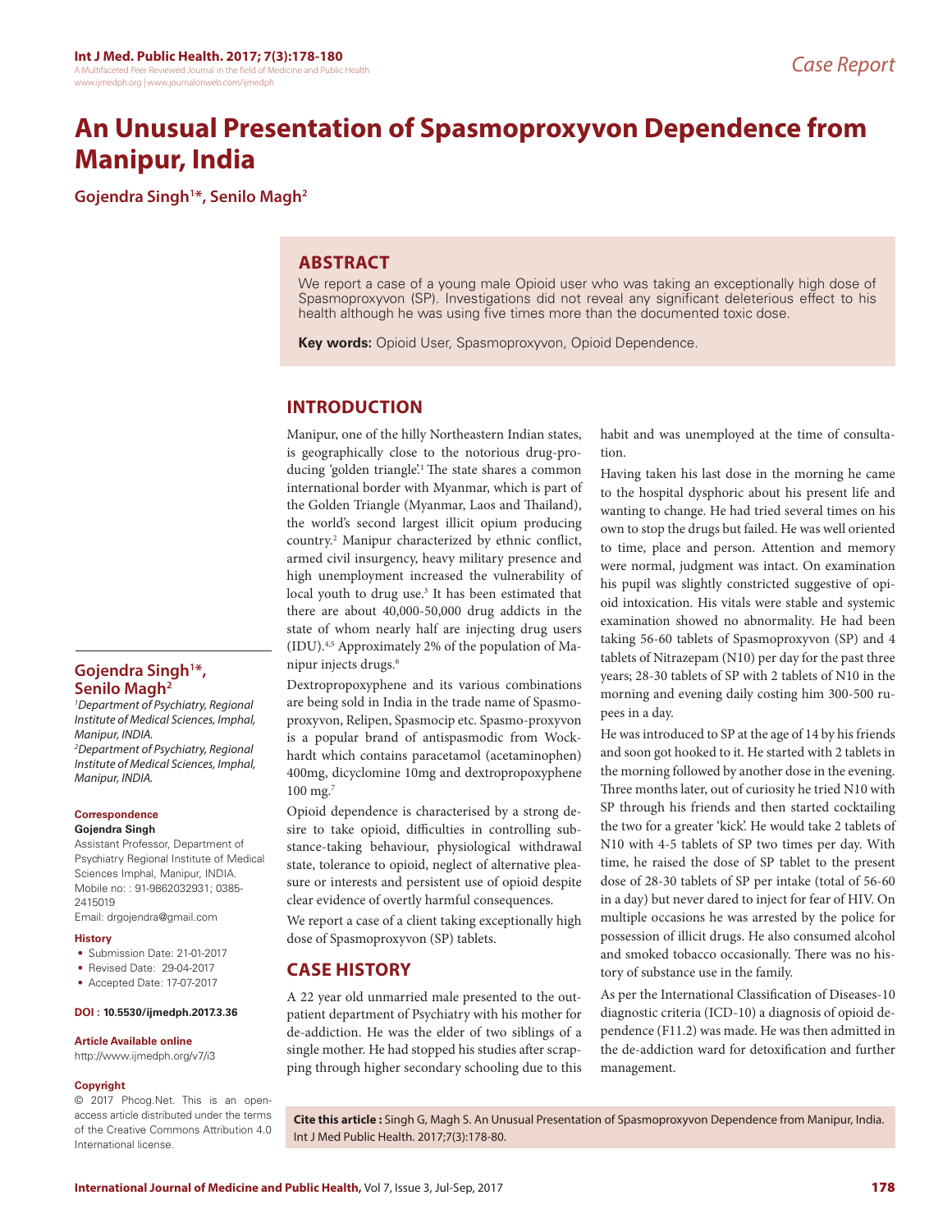Case Report

# An Unusual Presentation of Spasmoproxyvon Dependence from Manipur, India

**Gojendra Singh[1]*, Senilo Magh[2]**

## ABSTRACT

We report a case of a young male Opioid user who was taking an exceptionally high dose of Spasmoproxyvon (SP). Investigations did not reveal any significant deleterious effect to his health although he was using five times more than the documented toxic dose.

**Key words:** Opioid User, Spasmoproxyvon, Opioid Dependence.

## INTRODUCTION

Manipur, one of the hilly Northeastern Indian states, is geographically close to the notorious drug-producing 'golden triangle'.[1] The state shares a common international border with Myanmar, which is part of the Golden Triangle (Myanmar, Laos and Thailand), the world's second largest illicit opium producing country.[2] Manipur characterized by ethnic conflict, armed civil insurgency, heavy military presence and high unemployment increased the vulnerability of local youth to drug use.[3] It has been estimated that there are about 40,000-50,000 drug addicts in the state of whom nearly half are injecting drug users (IDU).[4,5] Approximately 2% of the population of Manipur injects drugs.[6]

Dextropropoxyphene and its various combinations are being sold in India in the trade name of Spasmoproxyvon, Relipen, Spasmocip etc. Spasmo-proxyvon is a popular brand of antispasmodic from Wockhardt which contains paracetamol (acetaminophen) 400mg, dicyclomine 10mg and dextropropoxyphene 100 mg.[7]

Opioid dependence is characterised by a strong desire to take opioid, difficulties in controlling substance-taking behaviour, physiological withdrawal state, tolerance to opioid, neglect of alternative pleasure or interests and persistent use of opioid despite clear evidence of overtly harmful consequences.

We report a case of a client taking exceptionally high dose of Spasmoproxyvon (SP) tablets.

## CASE HISTORY

A 22 year old unmarried male presented to the outpatient department of Psychiatry with his mother for de-addiction. He was the elder of two siblings of a single mother. He had stopped his studies after scrapping through higher secondary schooling due to this habit and was unemployed at the time of consultation.

Having taken his last dose in the morning he came to the hospital dysphoric about his present life and wanting to change. He had tried several times on his own to stop the drugs but failed. He was well oriented to time, place and person. Attention and memory were normal, judgment was intact. On examination his pupil was slightly constricted suggestive of opioid intoxication. His vitals were stable and systemic examination showed no abnormality. He had been taking 56-60 tablets of Spasmoproxyvon (SP) and 4 tablets of Nitrazepam (N10) per day for the past three years; 28-30 tablets of SP with 2 tablets of N10 in the morning and evening daily costing him 300-500 rupees in a day.

He was introduced to SP at the age of 14 by his friends and soon got hooked to it. He started with 2 tablets in the morning followed by another dose in the evening. Three months later, out of curiosity he tried N10 with SP through his friends and then started cocktailing the two for a greater 'kick'. He would take 2 tablets of N10 with 4-5 tablets of SP two times per day. With time, he raised the dose of SP tablet to the present dose of 28-30 tablets of SP per intake (total of 56-60 in a day) but never dared to inject for fear of HIV. On multiple occasions he was arrested by the police for possession of illicit drugs. He also consumed alcohol and smoked tobacco occasionally. There was no history of substance use in the family.

As per the International Classification of Diseases-10 diagnostic criteria (ICD-10) a diagnosis of opioid dependence (F11.2) was made. He was then admitted in the de-addiction ward for detoxification and further management.

**Gojendra Singh[1]*, Senilo Magh[2]**

[1]*Department of Psychiatry, Regional Institute of Medical Sciences, Imphal, Manipur, INDIA.*

[2]*Department of Psychiatry, Regional Institute of Medical Sciences, Imphal, Manipur, INDIA.*

**Correspondence**

**Gojendra Singh**

Assistant Professor, Department of Psychiatry Regional Institute of Medical Sciences Imphal, Manipur, INDIA.

Mobile no: : 91-9862032931; 0385-2415019

Email: drgojendra@gmail.com

**History**

- Submission Date: 21-01-2017
- Revised Date: 29-04-2017
- Accepted Date: 17-07-2017

**DOI : 10.5530/ijmedph.2017.3.36**

**Article Available online**

http://www.ijmedph.org/v7/i3

**Copyright**

© 2017 Phcog.Net. This is an open-access article distributed under the terms of the Creative Commons Attribution 4.0 International license.

**Cite this article :** Singh G, Magh S. An Unusual Presentation of Spasmoproxyvon Dependence from Manipur, India. Int J Med Public Health. 2017;7(3):178-80.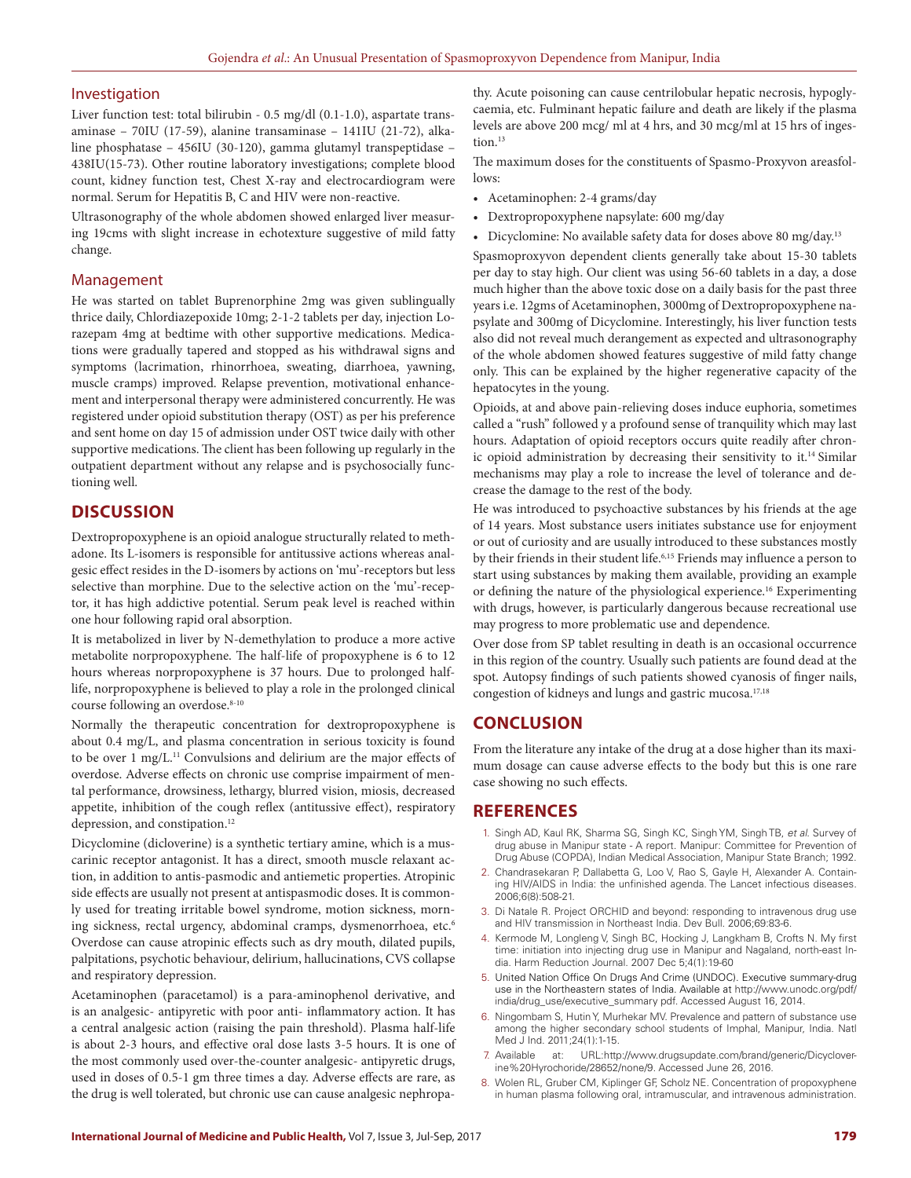## Investigation

Liver function test: total bilirubin - 0.5 mg/dl (0.1-1.0), aspartate transaminase – 70IU (17-59), alanine transaminase – 141IU (21-72), alkaline phosphatase – 456IU (30-120), gamma glutamyl transpeptidase – 438IU(15-73). Other routine laboratory investigations; complete blood count, kidney function test, Chest X-ray and electrocardiogram were normal. Serum for Hepatitis B, C and HIV were non-reactive.

Ultrasonography of the whole abdomen showed enlarged liver measuring 19cms with slight increase in echotexture suggestive of mild fatty change.

## Management

He was started on tablet Buprenorphine 2mg was given sublingually thrice daily, Chlordiazepoxide 10mg; 2-1-2 tablets per day, injection Lorazepam 4mg at bedtime with other supportive medications. Medications were gradually tapered and stopped as his withdrawal signs and symptoms (lacrimation, rhinorrhoea, sweating, diarrhoea, yawning, muscle cramps) improved. Relapse prevention, motivational enhancement and interpersonal therapy were administered concurrently. He was registered under opioid substitution therapy (OST) as per his preference and sent home on day 15 of admission under OST twice daily with other supportive medications. The client has been following up regularly in the outpatient department without any relapse and is psychosocially functioning well.

## DISCUSSION

Dextropropoxyphene is an opioid analogue structurally related to methadone. Its L-isomers is responsible for antitussive actions whereas analgesic effect resides in the D-isomers by actions on 'mu'-receptors but less selective than morphine. Due to the selective action on the 'mu'-receptor, it has high addictive potential. Serum peak level is reached within one hour following rapid oral absorption.

It is metabolized in liver by N-demethylation to produce a more active metabolite norpropoxyphene. The half-life of propoxyphene is 6 to 12 hours whereas norpropoxyphene is 37 hours. Due to prolonged half-life, norpropoxyphene is believed to play a role in the prolonged clinical course following an overdose.[8-10]

Normally the therapeutic concentration for dextropropoxyphene is about 0.4 mg/L, and plasma concentration in serious toxicity is found to be over 1 mg/L.[11] Convulsions and delirium are the major effects of overdose. Adverse effects on chronic use comprise impairment of mental performance, drowsiness, lethargy, blurred vision, miosis, decreased appetite, inhibition of the cough reflex (antitussive effect), respiratory depression, and constipation.[12]

Dicyclomine (dicloverine) is a synthetic tertiary amine, which is a muscarinic receptor antagonist. It has a direct, smooth muscle relaxant action, in addition to antis-pasmodic and antiemetic properties. Atropinic side effects are usually not present at antispasmodic doses. It is commonly used for treating irritable bowel syndrome, motion sickness, morning sickness, rectal urgency, abdominal cramps, dysmenorrhoea, etc.[6] Overdose can cause atropinic effects such as dry mouth, dilated pupils, palpitations, psychotic behaviour, delirium, hallucinations, CVS collapse and respiratory depression.

Acetaminophen (paracetamol) is a para-aminophenol derivative, and is an analgesic- antipyretic with poor anti- inflammatory action. It has a central analgesic action (raising the pain threshold). Plasma half-life is about 2-3 hours, and effective oral dose lasts 3-5 hours. It is one of the most commonly used over-the-counter analgesic- antipyretic drugs, used in doses of 0.5-1 gm three times a day. Adverse effects are rare, as the drug is well tolerated, but chronic use can cause analgesic nephropathy. Acute poisoning can cause centrilobular hepatic necrosis, hypoglycaemia, etc. Fulminant hepatic failure and death are likely if the plasma levels are above 200 mcg/ ml at 4 hrs, and 30 mcg/ml at 15 hrs of ingestion.[13]

The maximum doses for the constituents of Spasmo-Proxyvon areasfollows:

- Acetaminophen: 2-4 grams/day
- Dextropropoxyphene napsylate: 600 mg/day
- Dicyclomine: No available safety data for doses above 80 mg/day.[13]

Spasmoproxyvon dependent clients generally take about 15-30 tablets per day to stay high. Our client was using 56-60 tablets in a day, a dose much higher than the above toxic dose on a daily basis for the past three years i.e. 12gms of Acetaminophen, 3000mg of Dextropropoxyphene napsylate and 300mg of Dicyclomine. Interestingly, his liver function tests also did not reveal much derangement as expected and ultrasonography of the whole abdomen showed features suggestive of mild fatty change only. This can be explained by the higher regenerative capacity of the hepatocytes in the young.

Opioids, at and above pain-relieving doses induce euphoria, sometimes called a "rush" followed y a profound sense of tranquility which may last hours. Adaptation of opioid receptors occurs quite readily after chronic opioid administration by decreasing their sensitivity to it.[14] Similar mechanisms may play a role to increase the level of tolerance and decrease the damage to the rest of the body.

He was introduced to psychoactive substances by his friends at the age of 14 years. Most substance users initiates substance use for enjoyment or out of curiosity and are usually introduced to these substances mostly by their friends in their student life.[6,15] Friends may influence a person to start using substances by making them available, providing an example or defining the nature of the physiological experience.[16] Experimenting with drugs, however, is particularly dangerous because recreational use may progress to more problematic use and dependence.

Over dose from SP tablet resulting in death is an occasional occurrence in this region of the country. Usually such patients are found dead at the spot. Autopsy findings of such patients showed cyanosis of finger nails, congestion of kidneys and lungs and gastric mucosa.[17,18]

## CONCLUSION

From the literature any intake of the drug at a dose higher than its maximum dosage can cause adverse effects to the body but this is one rare case showing no such effects.

## REFERENCES

1. Singh AD, Kaul RK, Sharma SG, Singh KC, Singh YM, Singh TB, *et al*. Survey of drug abuse in Manipur state - A report. Manipur: Committee for Prevention of Drug Abuse (COPDA), Indian Medical Association, Manipur State Branch; 1992.
2. Chandrasekaran P, Dallabetta G, Loo V, Rao S, Gayle H, Alexander A. Containing HIV/AIDS in India: the unfinished agenda. The Lancet infectious diseases. 2006;6(8):508-21.
3. Di Natale R. Project ORCHID and beyond: responding to intravenous drug use and HIV transmission in Northeast India. Dev Bull. 2006;69:83-6.
4. Kermode M, Longleng V, Singh BC, Hocking J, Langkham B, Crofts N. My first time: initiation into injecting drug use in Manipur and Nagaland, north-east India. Harm Reduction Journal. 2007 Dec 5;4(1):19-60
5. United Nation Office On Drugs And Crime (UNDOC). Executive summary-drug use in the Northeastern states of India. Available at http://www.unodc.org/pdf/india/drug_use/executive_summary pdf. Accessed August 16, 2014.
6. Ningombam S, Hutin Y, Murhekar MV. Prevalence and pattern of substance use among the higher secondary school students of Imphal, Manipur, India. Natl Med J Ind. 2011;24(1):1-15.
7. Available at: URL:http://www.drugsupdate.com/brand/generic/Dicycloverine%20Hyrochoride/28652/none/9. Accessed June 26, 2016.
8. Wolen RL, Gruber CM, Kiplinger GF, Scholz NE. Concentration of propoxyphene in human plasma following oral, intramuscular, and intravenous administration.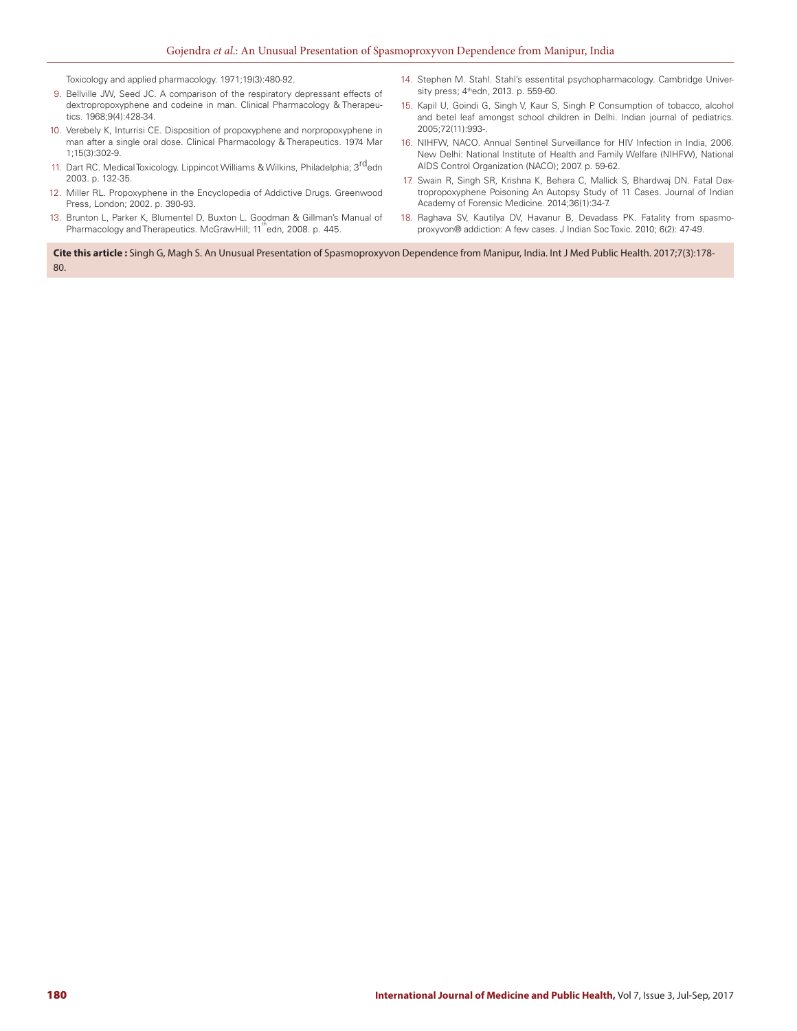Toxicology and applied pharmacology. 1971;19(3):480-92.

9. Bellville JW, Seed JC. A comparison of the respiratory depressant effects of dextropropoxyphene and codeine in man. Clinical Pharmacology & Therapeutics. 1968;9(4):428-34.
10. Verebely K, Inturrisi CE. Disposition of propoxyphene and norpropoxyphene in man after a single oral dose. Clinical Pharmacology & Therapeutics. 1974 Mar 1;15(3):302-9.
11. Dart RC. Medical Toxicology. Lippincot Williams & Wilkins, Philadelphia; 3rd edn 2003. p. 132-35.
12. Miller RL. Propoxyphene in the Encyclopedia of Addictive Drugs. Greenwood Press, London; 2002. p. 390-93.
13. Brunton L, Parker K, Blumentel D, Buxton L. Goodman & Gillman's Manual of Pharmacology and Therapeutics. McGrawHill; 11th edn, 2008. p. 445.
14. Stephen M. Stahl. Stahl's essentital psychopharmacology. Cambridge University press; 4th edn, 2013. p. 559-60.
15. Kapil U, Goindi G, Singh V, Kaur S, Singh P. Consumption of tobacco, alcohol and betel leaf amongst school children in Delhi. Indian journal of pediatrics. 2005;72(11):993-.
16. NIHFW, NACO. Annual Sentinel Surveillance for HIV Infection in India, 2006. New Delhi: National Institute of Health and Family Welfare (NIHFW), National AIDS Control Organization (NACO); 2007. p. 59-62.
17. Swain R, Singh SR, Krishna K, Behera C, Mallick S, Bhardwaj DN. Fatal Dextropropoxyphene Poisoning An Autopsy Study of 11 Cases. Journal of Indian Academy of Forensic Medicine. 2014;36(1):34-7.
18. Raghava SV, Kautilya DV, Havanur B, Devadass PK. Fatality from spasmoproxyvon® addiction: A few cases. J Indian Soc Toxic. 2010; 6(2): 47-49.

**Cite this article :** Singh G, Magh S. An Unusual Presentation of Spasmoproxyvon Dependence from Manipur, India. Int J Med Public Health. 2017;7(3):178-80.